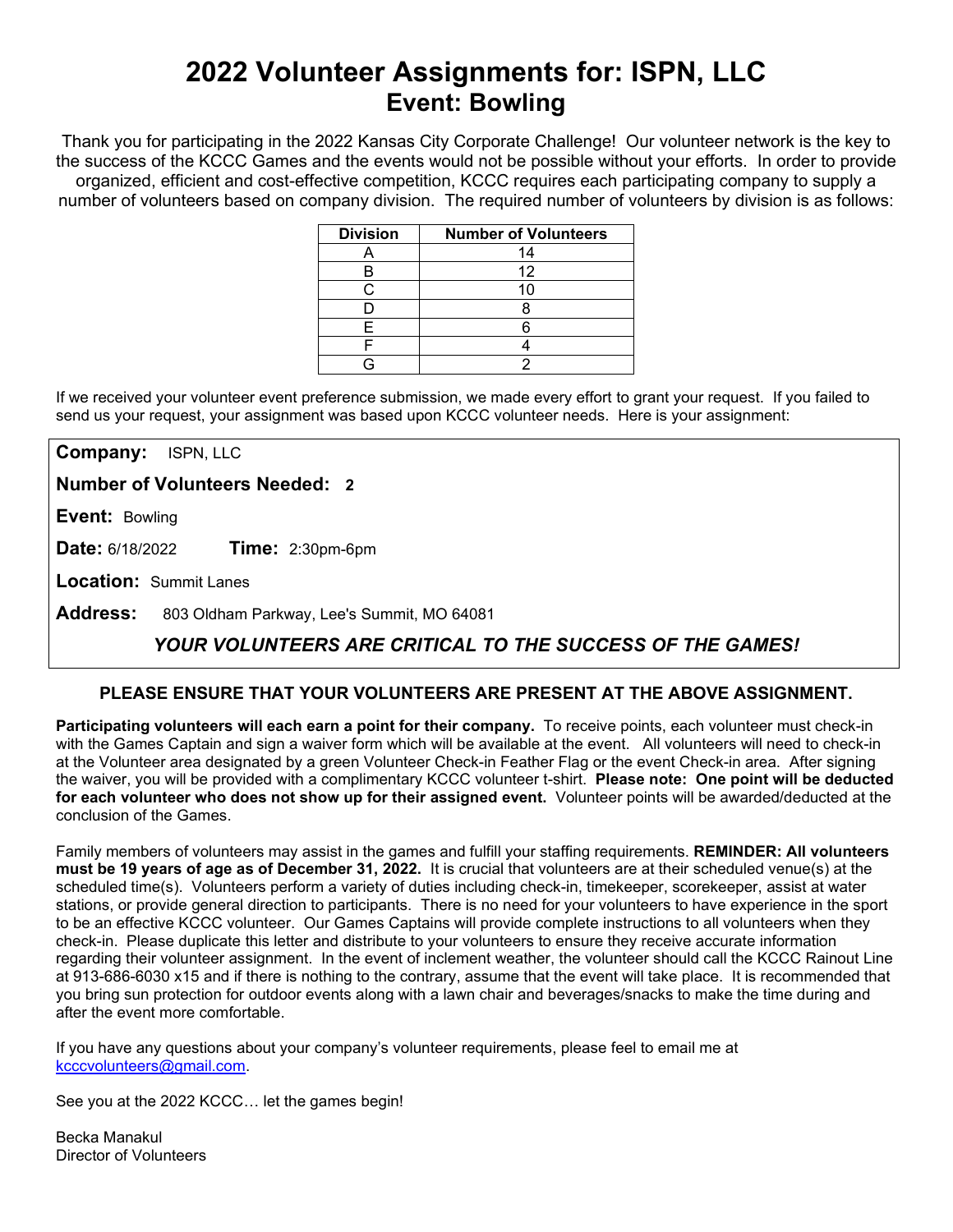# 2022 Volunteer Assignments for: ISPN, LLC
## Event: Bowling

Thank you for participating in the 2022 Kansas City Corporate Challenge! Our volunteer network is the key to the success of the KCCC Games and the events would not be possible without your efforts. In order to provide organized, efficient and cost-effective competition, KCCC requires each participating company to supply a number of volunteers based on company division. The required number of volunteers by division is as follows:

| Division | Number of Volunteers |
|---|---|
| A | 14 |
| B | 12 |
| C | 10 |
| D | 8 |
| E | 6 |
| F | 4 |
| G | 2 |

If we received your volunteer event preference submission, we made every effort to grant your request. If you failed to send us your request, your assignment was based upon KCCC volunteer needs. Here is your assignment:

**Company:** ISPN, LLC

**Number of Volunteers Needed:** **2**

**Event:** Bowling

**Date:** 6/18/2022 **Time:** 2:30pm-6pm

**Location:** Summit Lanes

**Address:** 803 Oldham Parkway, Lee's Summit, MO 64081

***YOUR VOLUNTEERS ARE CRITICAL TO THE SUCCESS OF THE GAMES!***

**PLEASE ENSURE THAT YOUR VOLUNTEERS ARE PRESENT AT THE ABOVE ASSIGNMENT.**

**Participating volunteers will each earn a point for their company.** To receive points, each volunteer must check-in with the Games Captain and sign a waiver form which will be available at the event. All volunteers will need to check-in at the Volunteer area designated by a green Volunteer Check-in Feather Flag or the event Check-in area. After signing the waiver, you will be provided with a complimentary KCCC volunteer t-shirt. **Please note: One point will be deducted for each volunteer who does not show up for their assigned event.** Volunteer points will be awarded/deducted at the conclusion of the Games.

Family members of volunteers may assist in the games and fulfill your staffing requirements. **REMINDER: All volunteers must be 19 years of age as of December 31, 2022.** It is crucial that volunteers are at their scheduled venue(s) at the scheduled time(s). Volunteers perform a variety of duties including check-in, timekeeper, scorekeeper, assist at water stations, or provide general direction to participants. There is no need for your volunteers to have experience in the sport to be an effective KCCC volunteer. Our Games Captains will provide complete instructions to all volunteers when they check-in. Please duplicate this letter and distribute to your volunteers to ensure they receive accurate information regarding their volunteer assignment. In the event of inclement weather, the volunteer should call the KCCC Rainout Line at 913-686-6030 x15 and if there is nothing to the contrary, assume that the event will take place. It is recommended that you bring sun protection for outdoor events along with a lawn chair and beverages/snacks to make the time during and after the event more comfortable.

If you have any questions about your company's volunteer requirements, please feel to email me at kcccvolunteers@gmail.com.

See you at the 2022 KCCC… let the games begin!

Becka Manakul
Director of Volunteers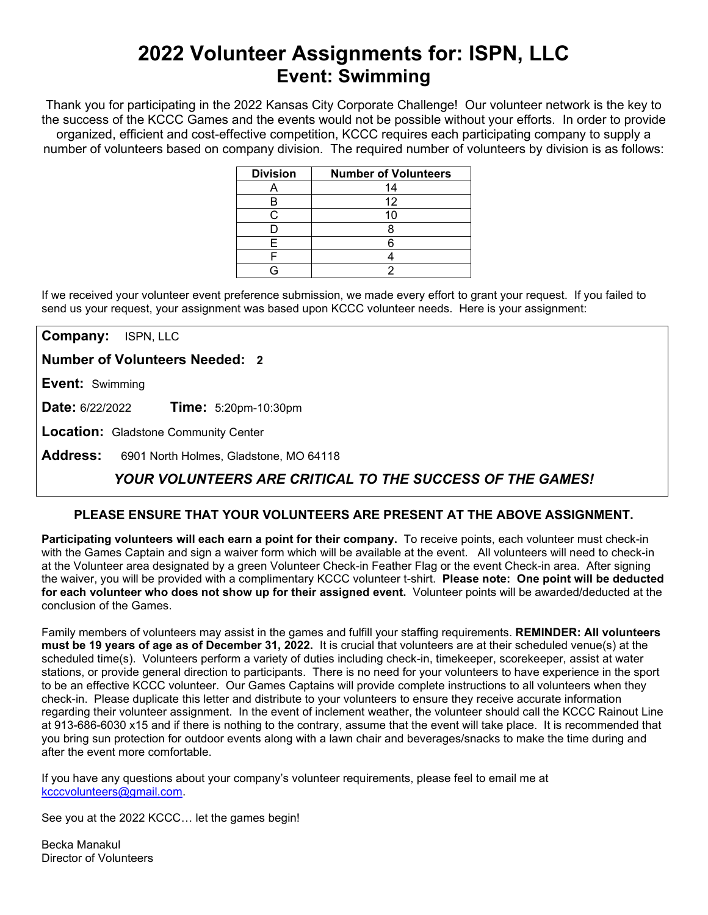# 2022 Volunteer Assignments for: ISPN, LLC
## Event: Swimming

Thank you for participating in the 2022 Kansas City Corporate Challenge! Our volunteer network is the key to the success of the KCCC Games and the events would not be possible without your efforts. In order to provide organized, efficient and cost-effective competition, KCCC requires each participating company to supply a number of volunteers based on company division. The required number of volunteers by division is as follows:

| Division | Number of Volunteers |
|---|---|
| A | 14 |
| B | 12 |
| C | 10 |
| D | 8 |
| E | 6 |
| F | 4 |
| G | 2 |

If we received your volunteer event preference submission, we made every effort to grant your request. If you failed to send us your request, your assignment was based upon KCCC volunteer needs. Here is your assignment:

**Company:** ISPN, LLC

**Number of Volunteers Needed:** **2**

**Event:** Swimming

**Date:** 6/22/2022 **Time:** 5:20pm-10:30pm

**Location:** Gladstone Community Center

**Address:** 6901 North Holmes, Gladstone, MO 64118

***YOUR VOLUNTEERS ARE CRITICAL TO THE SUCCESS OF THE GAMES!***

**PLEASE ENSURE THAT YOUR VOLUNTEERS ARE PRESENT AT THE ABOVE ASSIGNMENT.**

**Participating volunteers will each earn a point for their company.** To receive points, each volunteer must check-in with the Games Captain and sign a waiver form which will be available at the event. All volunteers will need to check-in at the Volunteer area designated by a green Volunteer Check-in Feather Flag or the event Check-in area. After signing the waiver, you will be provided with a complimentary KCCC volunteer t-shirt. **Please note: One point will be deducted for each volunteer who does not show up for their assigned event.** Volunteer points will be awarded/deducted at the conclusion of the Games.

Family members of volunteers may assist in the games and fulfill your staffing requirements. **REMINDER: All volunteers must be 19 years of age as of December 31, 2022.** It is crucial that volunteers are at their scheduled venue(s) at the scheduled time(s). Volunteers perform a variety of duties including check-in, timekeeper, scorekeeper, assist at water stations, or provide general direction to participants. There is no need for your volunteers to have experience in the sport to be an effective KCCC volunteer. Our Games Captains will provide complete instructions to all volunteers when they check-in. Please duplicate this letter and distribute to your volunteers to ensure they receive accurate information regarding their volunteer assignment. In the event of inclement weather, the volunteer should call the KCCC Rainout Line at 913-686-6030 x15 and if there is nothing to the contrary, assume that the event will take place. It is recommended that you bring sun protection for outdoor events along with a lawn chair and beverages/snacks to make the time during and after the event more comfortable.

If you have any questions about your company's volunteer requirements, please feel to email me at kcccvolunteers@gmail.com.

See you at the 2022 KCCC… let the games begin!

Becka Manakul
Director of Volunteers